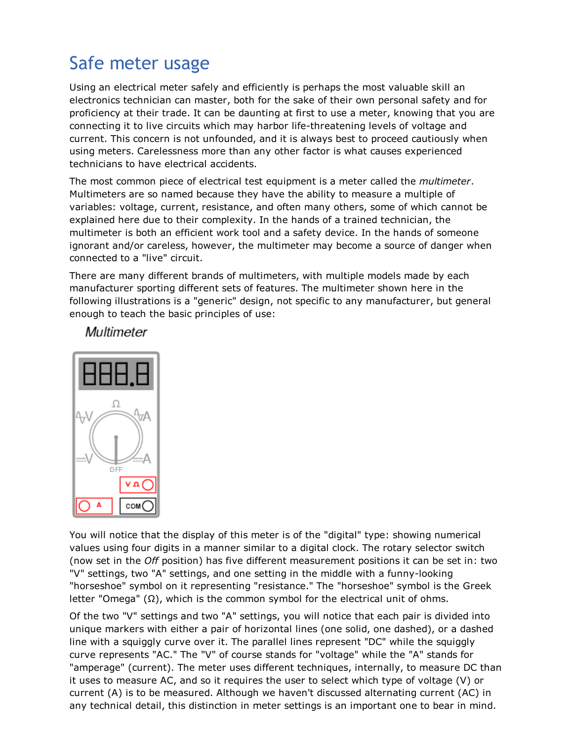# Safe meter usage

Using an electrical meter safely and efficiently is perhaps the most valuable skill an electronics technician can master, both for the sake of their own personal safety and for proficiency at their trade. It can be daunting at first to use a meter, knowing that you are connecting it to live circuits which may harbor life-threatening levels of voltage and current. This concern is not unfounded, and it is always best to proceed cautiously when using meters. Carelessness more than any other factor is what causes experienced technicians to have electrical accidents.

The most common piece of electrical test equipment is a meter called the *multimeter*. Multimeters are so named because they have the ability to measure a multiple of variables: voltage, current, resistance, and often many others, some of which cannot be explained here due to their complexity. In the hands of a trained technician, the multimeter is both an efficient work tool and a safety device. In the hands of someone ignorant and/or careless, however, the multimeter may become a source of danger when connected to a "live" circuit.

There are many different brands of multimeters, with multiple models made by each manufacturer sporting different sets of features. The multimeter shown here in the following illustrations is a "generic" design, not specific to any manufacturer, but general enough to teach the basic principles of use:

Multimeter

888.8

Ω

V

A

V

A

OFF

V Ω

A

COM

You will notice that the display of this meter is of the "digital" type: showing numerical values using four digits in a manner similar to a digital clock. The rotary selector switch (now set in the *Off* position) has five different measurement positions it can be set in: two "V" settings, two "A" settings, and one setting in the middle with a funny-looking "horseshoe" symbol on it representing "resistance." The "horseshoe" symbol is the Greek letter "Omega" (Ω), which is the common symbol for the electrical unit of ohms.

Of the two "V" settings and two "A" settings, you will notice that each pair is divided into unique markers with either a pair of horizontal lines (one solid, one dashed), or a dashed line with a squiggly curve over it. The parallel lines represent "DC" while the squiggly curve represents "AC." The "V" of course stands for "voltage" while the "A" stands for "amperage" (current). The meter uses different techniques, internally, to measure DC than it uses to measure AC, and so it requires the user to select which type of voltage (V) or current (A) is to be measured. Although we haven't discussed alternating current (AC) in any technical detail, this distinction in meter settings is an important one to bear in mind.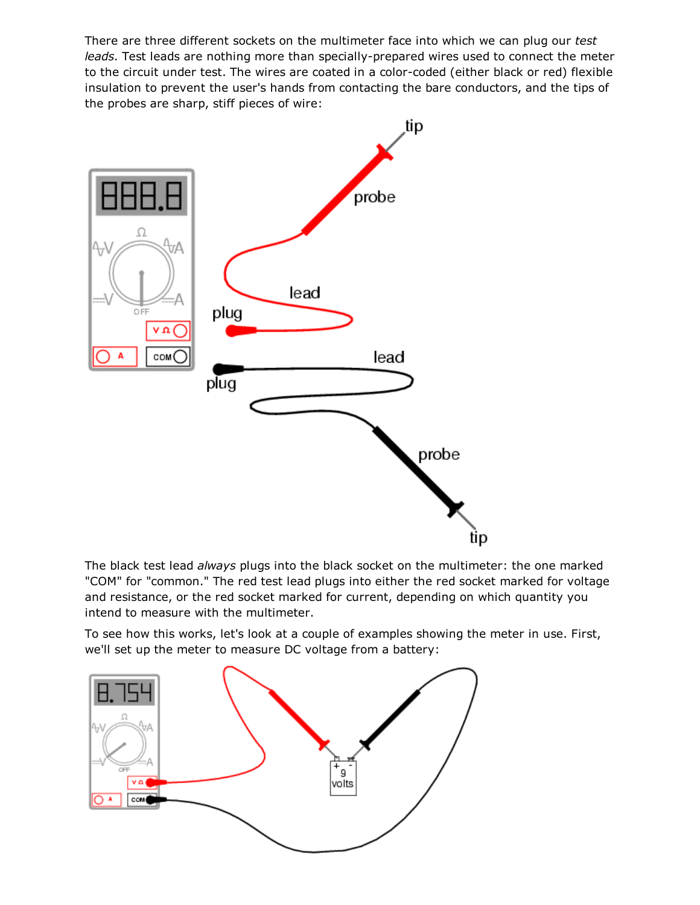There are three different sockets on the multimeter face into which we can plug our *test leads*. Test leads are nothing more than specially-prepared wires used to connect the meter to the circuit under test. The wires are coated in a color-coded (either black or red) flexible insulation to prevent the user's hands from contacting the bare conductors, and the tips of the probes are sharp, stiff pieces of wire:

The black test lead *always* plugs into the black socket on the multimeter: the one marked "COM" for "common." The red test lead plugs into either the red socket marked for voltage and resistance, or the red socket marked for current, depending on which quantity you intend to measure with the multimeter.

To see how this works, let's look at a couple of examples showing the meter in use. First, we'll set up the meter to measure DC voltage from a battery: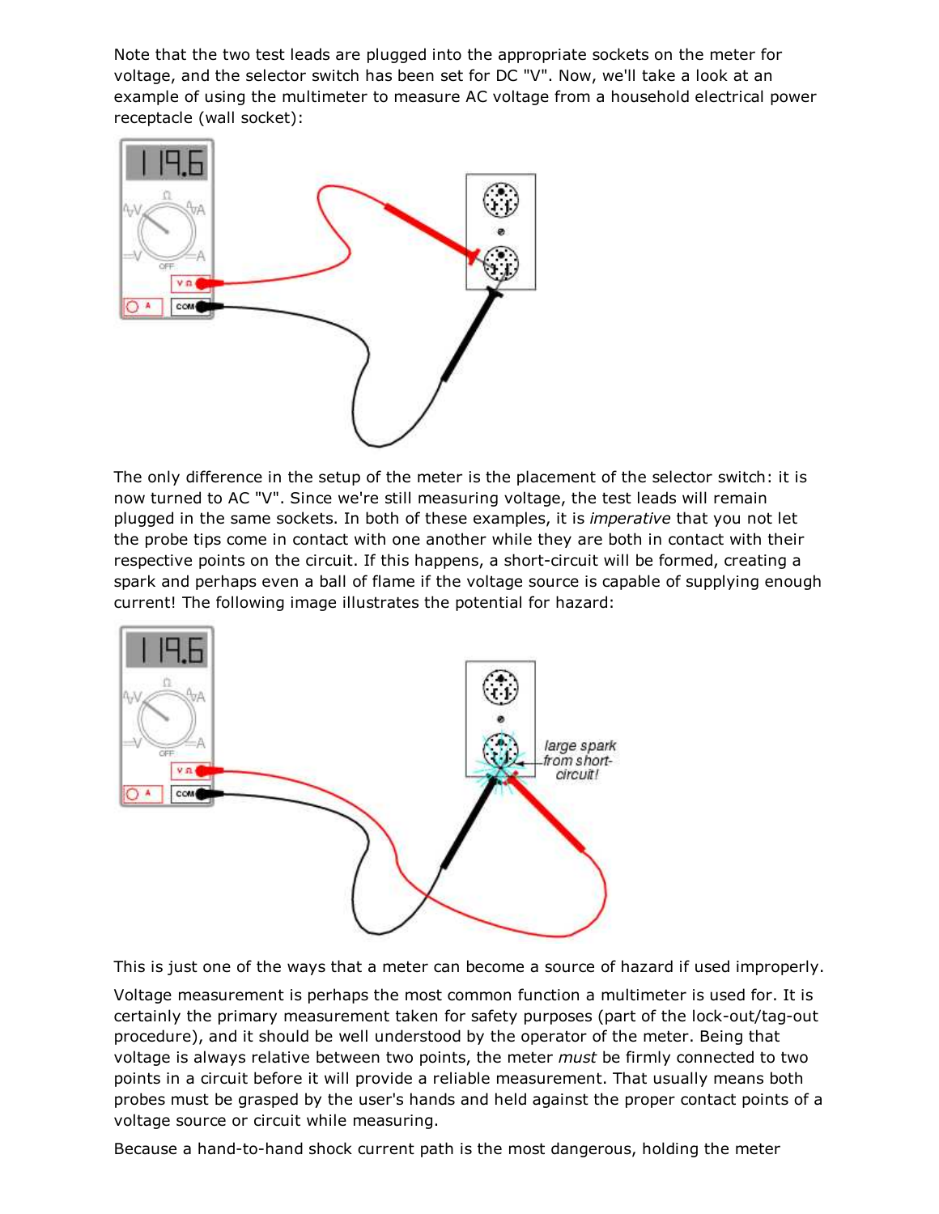Note that the two test leads are plugged into the appropriate sockets on the meter for voltage, and the selector switch has been set for DC "V". Now, we'll take a look at an example of using the multimeter to measure AC voltage from a household electrical power receptacle (wall socket):

The only difference in the setup of the meter is the placement of the selector switch: it is now turned to AC "V". Since we're still measuring voltage, the test leads will remain plugged in the same sockets. In both of these examples, it is *imperative* that you not let the probe tips come in contact with one another while they are both in contact with their respective points on the circuit. If this happens, a short-circuit will be formed, creating a spark and perhaps even a ball of flame if the voltage source is capable of supplying enough current! The following image illustrates the potential for hazard:

This is just one of the ways that a meter can become a source of hazard if used improperly.

Voltage measurement is perhaps the most common function a multimeter is used for. It is certainly the primary measurement taken for safety purposes (part of the lock-out/tag-out procedure), and it should be well understood by the operator of the meter. Being that voltage is always relative between two points, the meter *must* be firmly connected to two points in a circuit before it will provide a reliable measurement. That usually means both probes must be grasped by the user's hands and held against the proper contact points of a voltage source or circuit while measuring.

Because a hand-to-hand shock current path is the most dangerous, holding the meter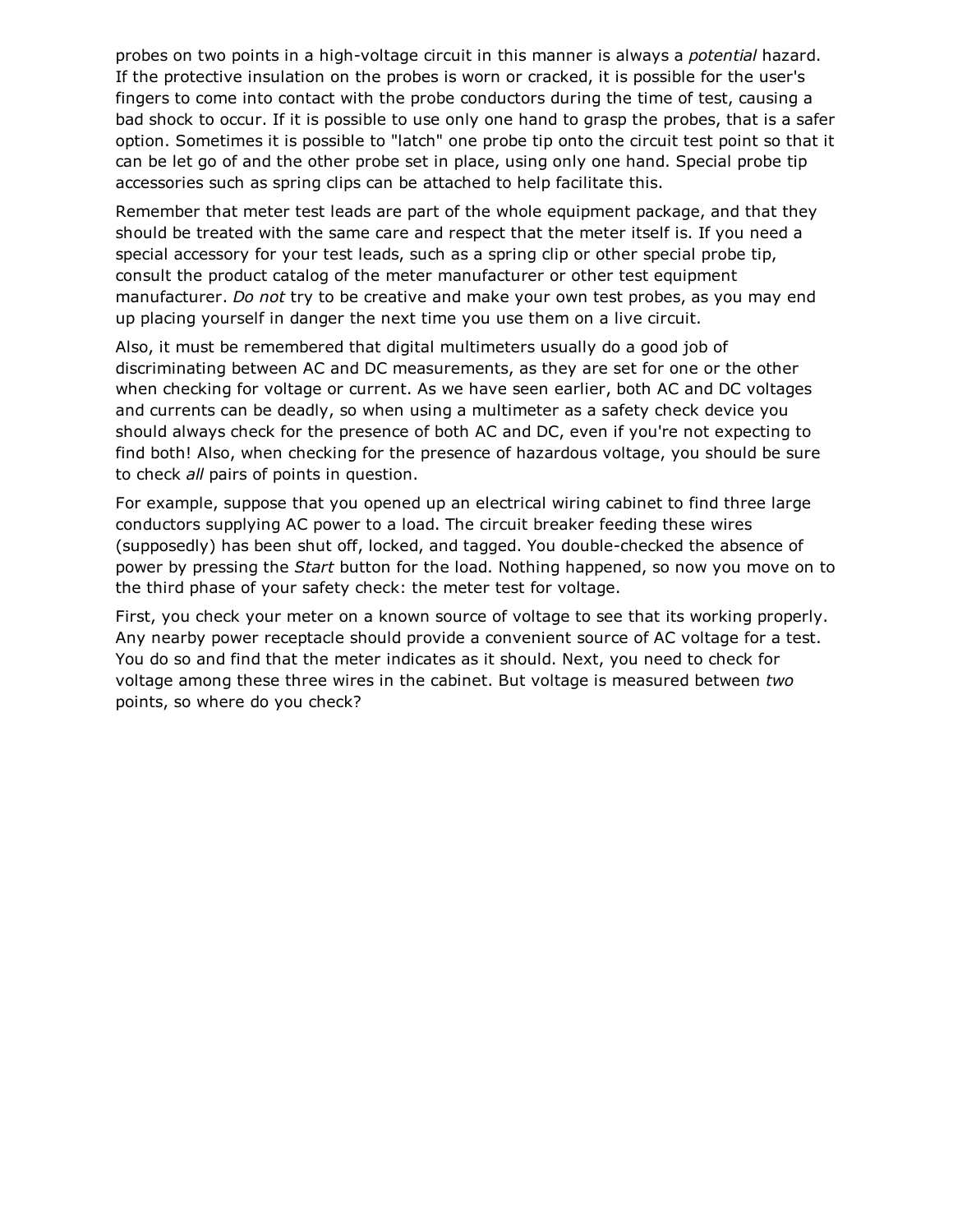probes on two points in a high-voltage circuit in this manner is always a *potential* hazard. If the protective insulation on the probes is worn or cracked, it is possible for the user's fingers to come into contact with the probe conductors during the time of test, causing a bad shock to occur. If it is possible to use only one hand to grasp the probes, that is a safer option. Sometimes it is possible to "latch" one probe tip onto the circuit test point so that it can be let go of and the other probe set in place, using only one hand. Special probe tip accessories such as spring clips can be attached to help facilitate this.

Remember that meter test leads are part of the whole equipment package, and that they should be treated with the same care and respect that the meter itself is. If you need a special accessory for your test leads, such as a spring clip or other special probe tip, consult the product catalog of the meter manufacturer or other test equipment manufacturer. *Do not* try to be creative and make your own test probes, as you may end up placing yourself in danger the next time you use them on a live circuit.

Also, it must be remembered that digital multimeters usually do a good job of discriminating between AC and DC measurements, as they are set for one or the other when checking for voltage or current. As we have seen earlier, both AC and DC voltages and currents can be deadly, so when using a multimeter as a safety check device you should always check for the presence of both AC and DC, even if you're not expecting to find both! Also, when checking for the presence of hazardous voltage, you should be sure to check *all* pairs of points in question.

For example, suppose that you opened up an electrical wiring cabinet to find three large conductors supplying AC power to a load. The circuit breaker feeding these wires (supposedly) has been shut off, locked, and tagged. You double-checked the absence of power by pressing the *Start* button for the load. Nothing happened, so now you move on to the third phase of your safety check: the meter test for voltage.

First, you check your meter on a known source of voltage to see that its working properly. Any nearby power receptacle should provide a convenient source of AC voltage for a test. You do so and find that the meter indicates as it should. Next, you need to check for voltage among these three wires in the cabinet. But voltage is measured between *two* points, so where do you check?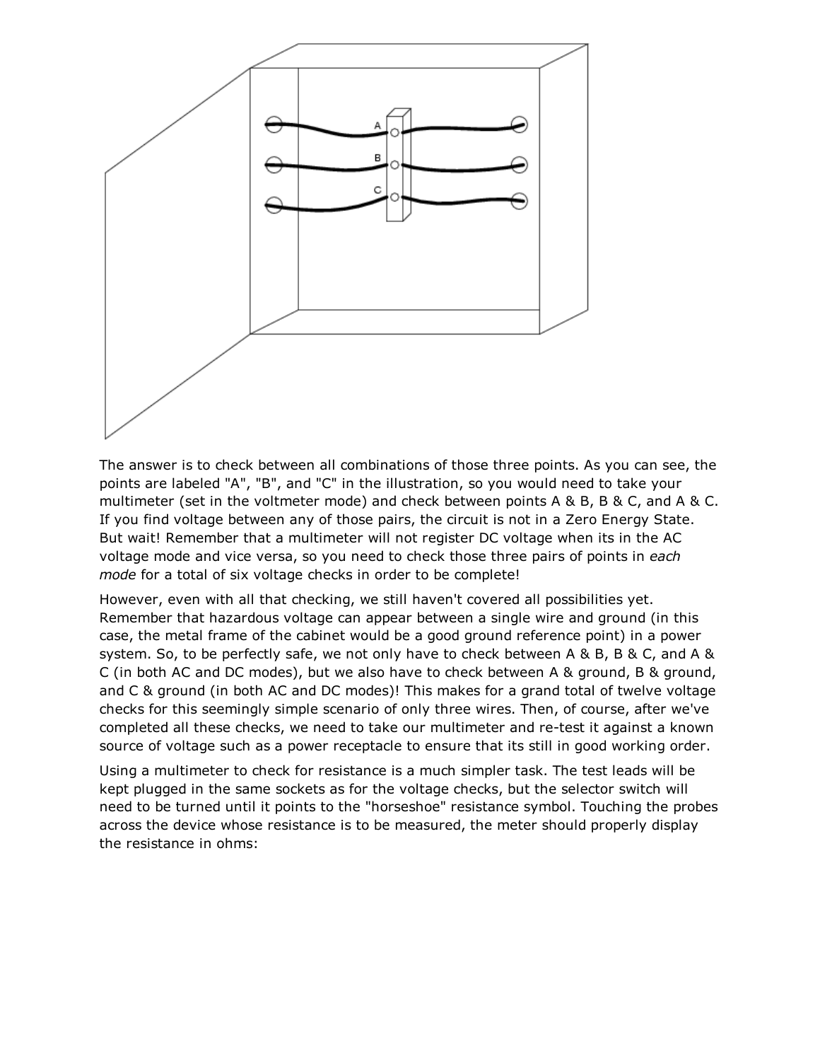The answer is to check between all combinations of those three points. As you can see, the points are labeled "A", "B", and "C" in the illustration, so you would need to take your multimeter (set in the voltmeter mode) and check between points A & B, B & C, and A & C. If you find voltage between any of those pairs, the circuit is not in a Zero Energy State. But wait! Remember that a multimeter will not register DC voltage when its in the AC voltage mode and vice versa, so you need to check those three pairs of points in *each mode* for a total of six voltage checks in order to be complete!

However, even with all that checking, we still haven't covered all possibilities yet. Remember that hazardous voltage can appear between a single wire and ground (in this case, the metal frame of the cabinet would be a good ground reference point) in a power system. So, to be perfectly safe, we not only have to check between A & B, B & C, and A & C (in both AC and DC modes), but we also have to check between A & ground, B & ground, and C & ground (in both AC and DC modes)! This makes for a grand total of twelve voltage checks for this seemingly simple scenario of only three wires. Then, of course, after we've completed all these checks, we need to take our multimeter and re-test it against a known source of voltage such as a power receptacle to ensure that its still in good working order.

Using a multimeter to check for resistance is a much simpler task. The test leads will be kept plugged in the same sockets as for the voltage checks, but the selector switch will need to be turned until it points to the "horseshoe" resistance symbol. Touching the probes across the device whose resistance is to be measured, the meter should properly display the resistance in ohms: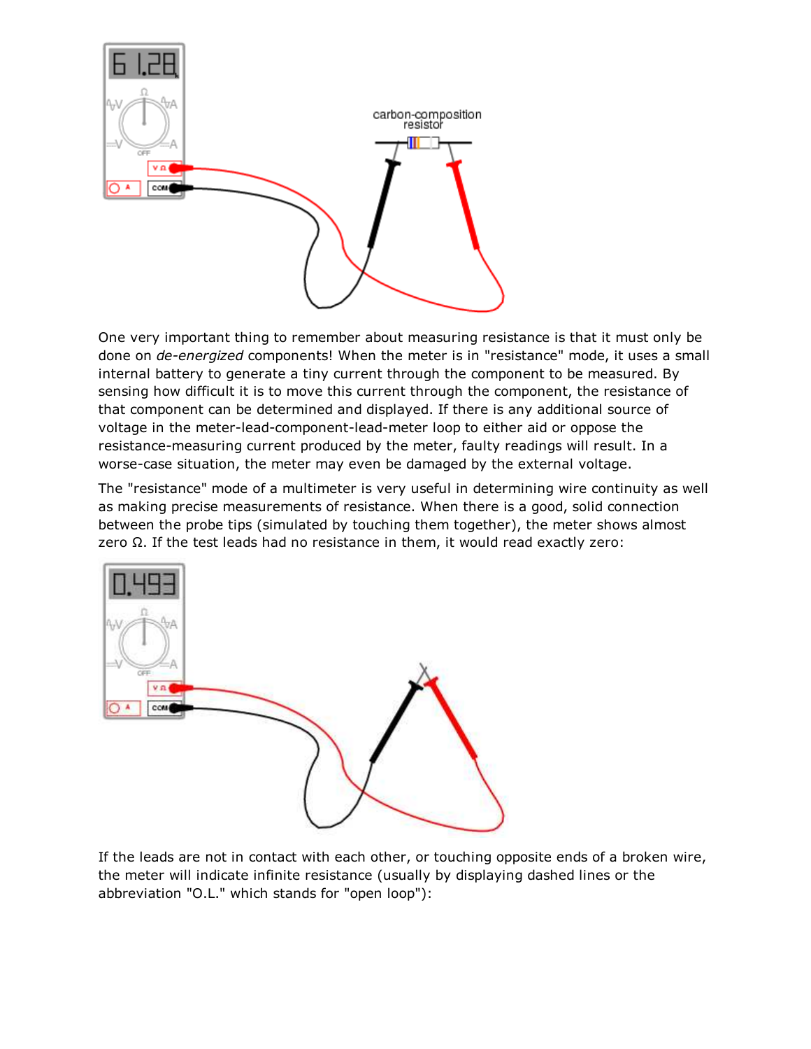One very important thing to remember about measuring resistance is that it must only be done on *de-energized* components! When the meter is in "resistance" mode, it uses a small internal battery to generate a tiny current through the component to be measured. By sensing how difficult it is to move this current through the component, the resistance of that component can be determined and displayed. If there is any additional source of voltage in the meter-lead-component-lead-meter loop to either aid or oppose the resistance-measuring current produced by the meter, faulty readings will result. In a worse-case situation, the meter may even be damaged by the external voltage.

The "resistance" mode of a multimeter is very useful in determining wire continuity as well as making precise measurements of resistance. When there is a good, solid connection between the probe tips (simulated by touching them together), the meter shows almost zero Ω. If the test leads had no resistance in them, it would read exactly zero:

If the leads are not in contact with each other, or touching opposite ends of a broken wire, the meter will indicate infinite resistance (usually by displaying dashed lines or the abbreviation "O.L." which stands for "open loop"):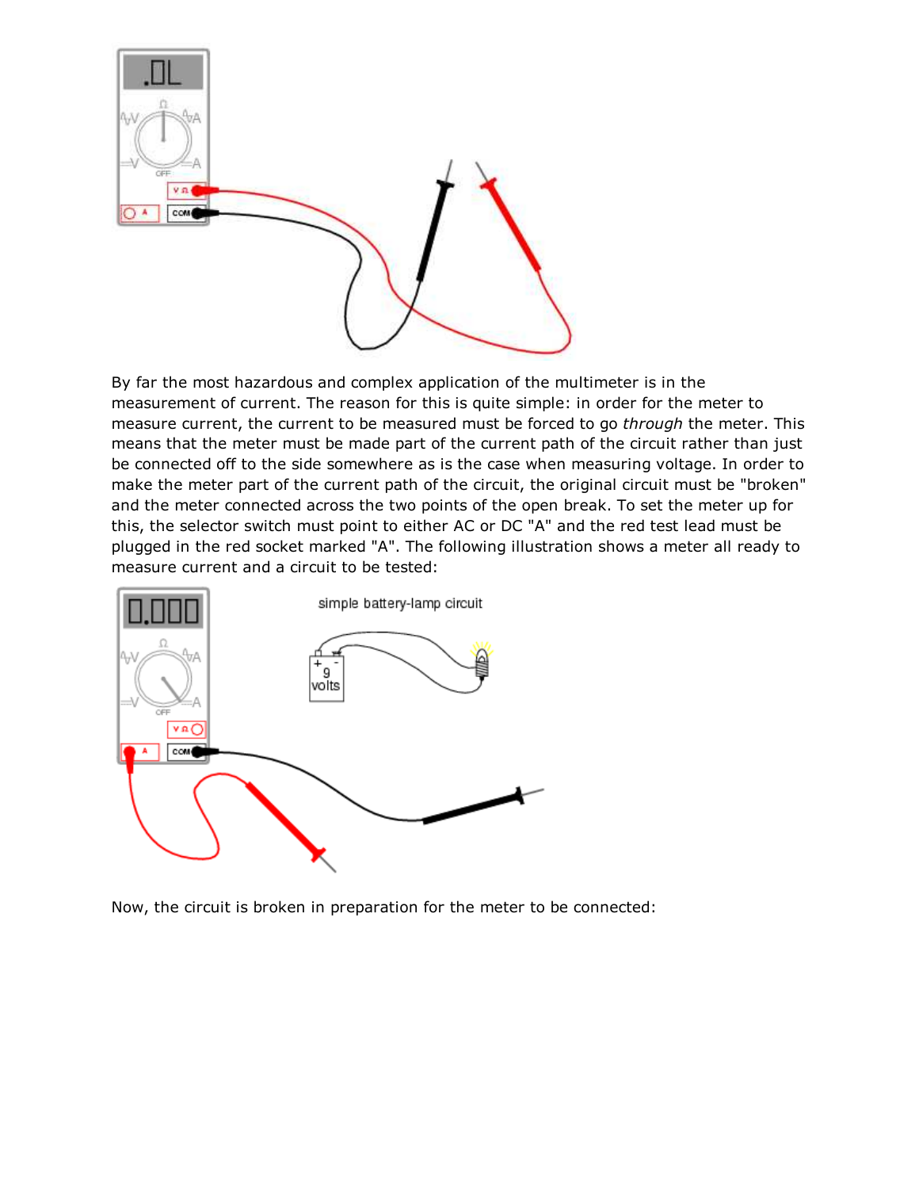By far the most hazardous and complex application of the multimeter is in the measurement of current. The reason for this is quite simple: in order for the meter to measure current, the current to be measured must be forced to go *through* the meter. This means that the meter must be made part of the current path of the circuit rather than just be connected off to the side somewhere as is the case when measuring voltage. In order to make the meter part of the current path of the circuit, the original circuit must be "broken" and the meter connected across the two points of the open break. To set the meter up for this, the selector switch must point to either AC or DC "A" and the red test lead must be plugged in the red socket marked "A". The following illustration shows a meter all ready to measure current and a circuit to be tested:

Now, the circuit is broken in preparation for the meter to be connected: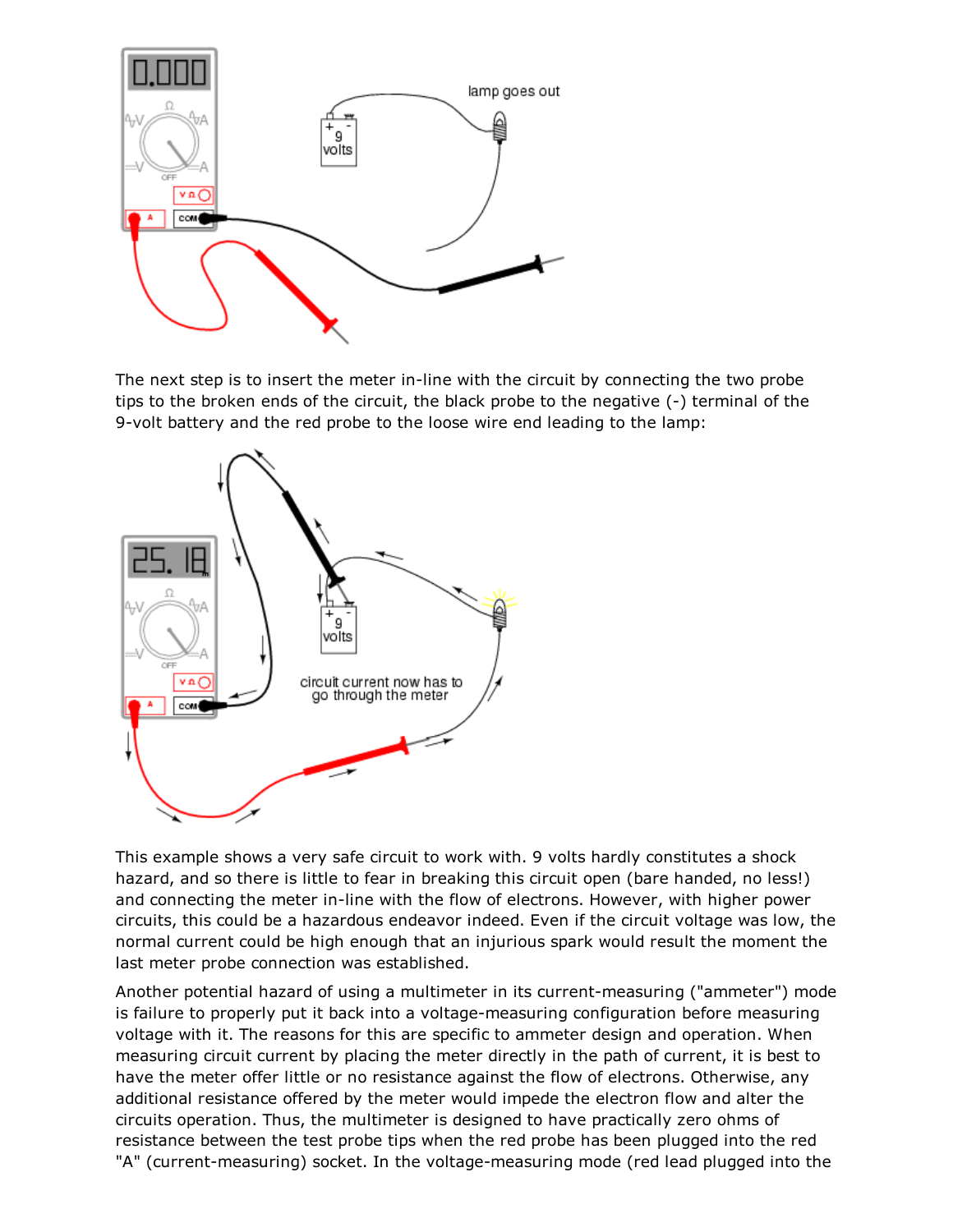The next step is to insert the meter in-line with the circuit by connecting the two probe tips to the broken ends of the circuit, the black probe to the negative (-) terminal of the 9-volt battery and the red probe to the loose wire end leading to the lamp:

This example shows a very safe circuit to work with. 9 volts hardly constitutes a shock hazard, and so there is little to fear in breaking this circuit open (bare handed, no less!) and connecting the meter in-line with the flow of electrons. However, with higher power circuits, this could be a hazardous endeavor indeed. Even if the circuit voltage was low, the normal current could be high enough that an injurious spark would result the moment the last meter probe connection was established.

Another potential hazard of using a multimeter in its current-measuring ("ammeter") mode is failure to properly put it back into a voltage-measuring configuration before measuring voltage with it. The reasons for this are specific to ammeter design and operation. When measuring circuit current by placing the meter directly in the path of current, it is best to have the meter offer little or no resistance against the flow of electrons. Otherwise, any additional resistance offered by the meter would impede the electron flow and alter the circuits operation. Thus, the multimeter is designed to have practically zero ohms of resistance between the test probe tips when the red probe has been plugged into the red "A" (current-measuring) socket. In the voltage-measuring mode (red lead plugged into the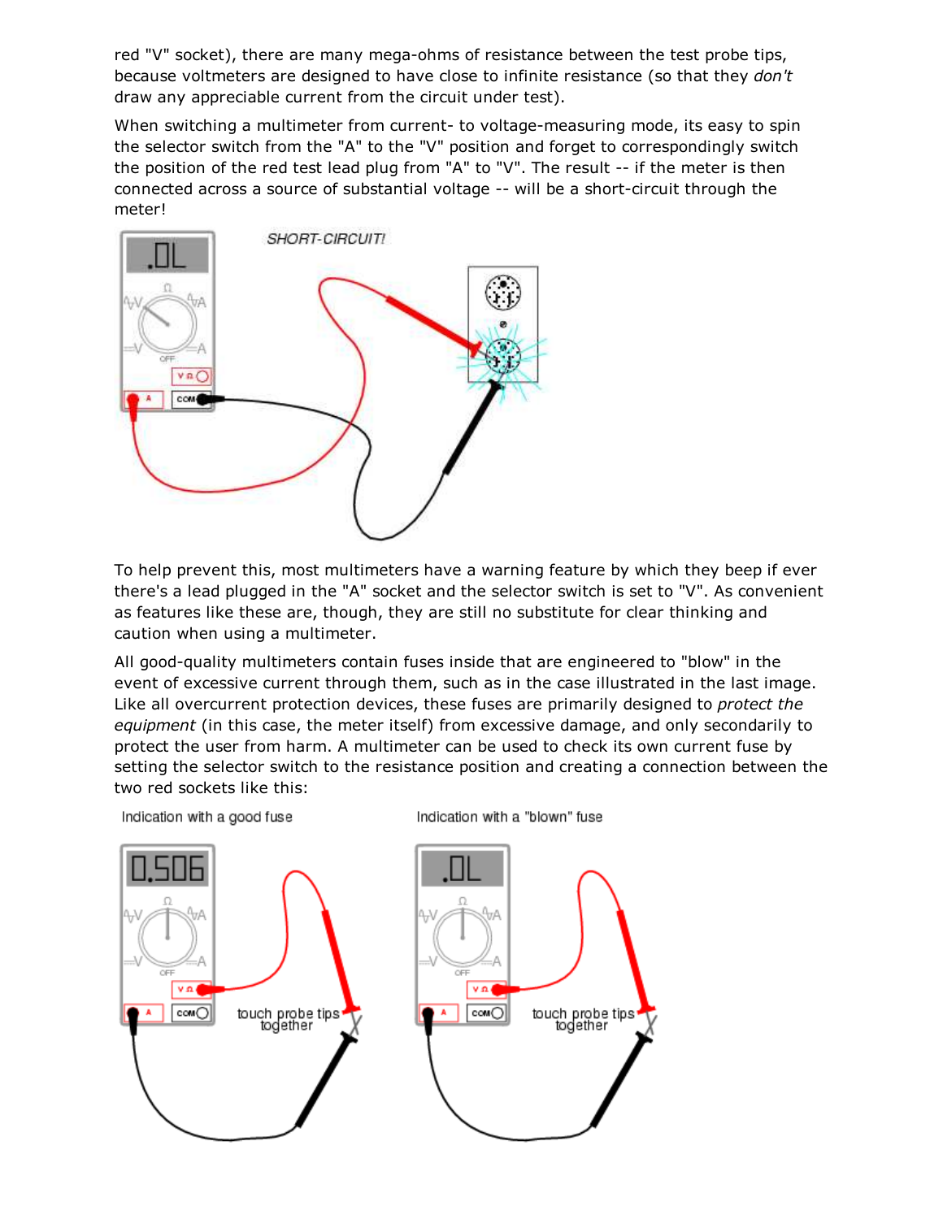red "V" socket), there are many mega-ohms of resistance between the test probe tips, because voltmeters are designed to have close to infinite resistance (so that they *don't* draw any appreciable current from the circuit under test).

When switching a multimeter from current- to voltage-measuring mode, its easy to spin the selector switch from the "A" to the "V" position and forget to correspondingly switch the position of the red test lead plug from "A" to "V". The result -- if the meter is then connected across a source of substantial voltage -- will be a short-circuit through the meter!

To help prevent this, most multimeters have a warning feature by which they beep if ever there's a lead plugged in the "A" socket and the selector switch is set to "V". As convenient as features like these are, though, they are still no substitute for clear thinking and caution when using a multimeter.

All good-quality multimeters contain fuses inside that are engineered to "blow" in the event of excessive current through them, such as in the case illustrated in the last image. Like all overcurrent protection devices, these fuses are primarily designed to *protect the equipment* (in this case, the meter itself) from excessive damage, and only secondarily to protect the user from harm. A multimeter can be used to check its own current fuse by setting the selector switch to the resistance position and creating a connection between the two red sockets like this: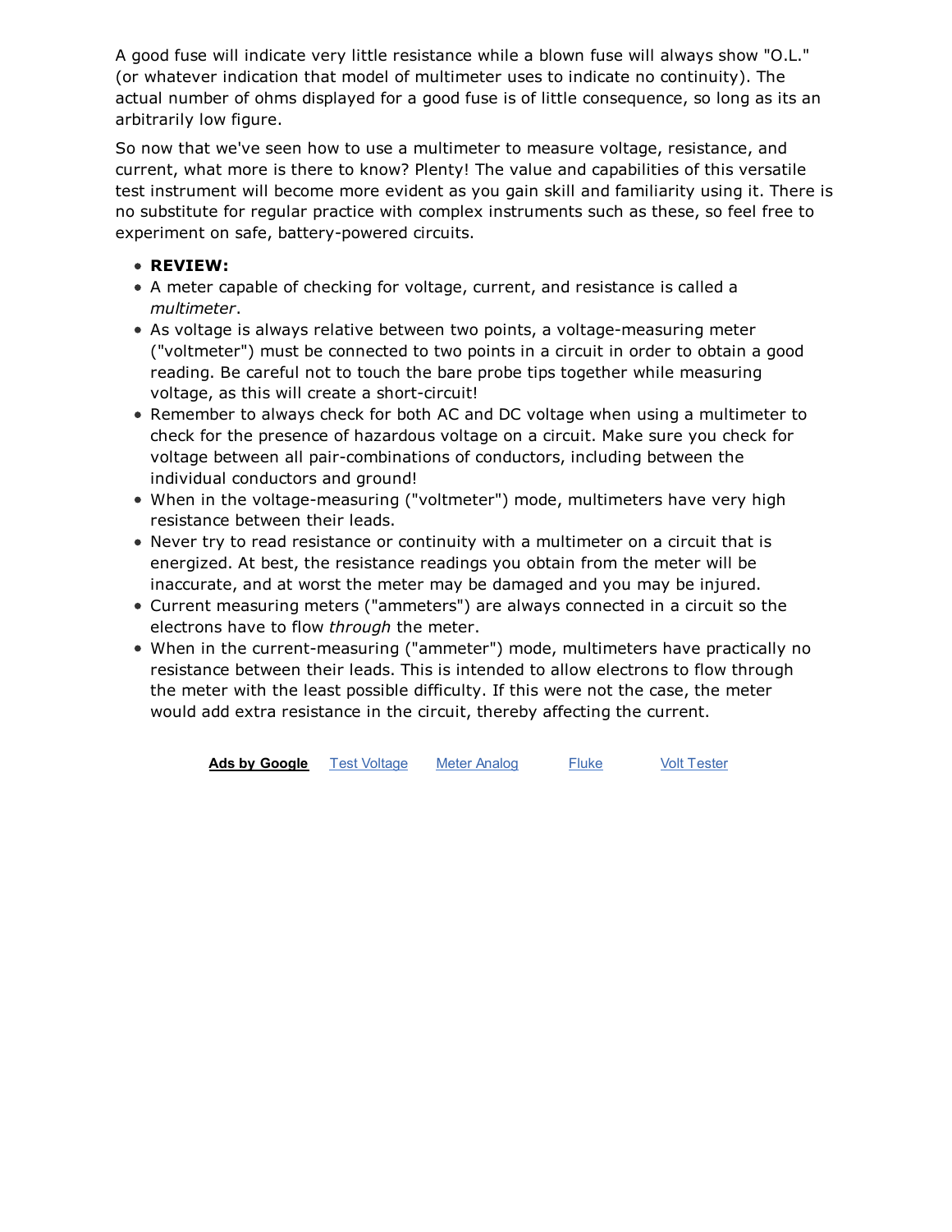A good fuse will indicate very little resistance while a blown fuse will always show "O.L." (or whatever indication that model of multimeter uses to indicate no continuity). The actual number of ohms displayed for a good fuse is of little consequence, so long as its an arbitrarily low figure.

So now that we've seen how to use a multimeter to measure voltage, resistance, and current, what more is there to know? Plenty! The value and capabilities of this versatile test instrument will become more evident as you gain skill and familiarity using it. There is no substitute for regular practice with complex instruments such as these, so feel free to experiment on safe, battery-powered circuits.

- **REVIEW:**
- A meter capable of checking for voltage, current, and resistance is called a *multimeter*.
- As voltage is always relative between two points, a voltage-measuring meter ("voltmeter") must be connected to two points in a circuit in order to obtain a good reading. Be careful not to touch the bare probe tips together while measuring voltage, as this will create a short-circuit!
- Remember to always check for both AC and DC voltage when using a multimeter to check for the presence of hazardous voltage on a circuit. Make sure you check for voltage between all pair-combinations of conductors, including between the individual conductors and ground!
- When in the voltage-measuring ("voltmeter") mode, multimeters have very high resistance between their leads.
- Never try to read resistance or continuity with a multimeter on a circuit that is energized. At best, the resistance readings you obtain from the meter will be inaccurate, and at worst the meter may be damaged and you may be injured.
- Current measuring meters ("ammeters") are always connected in a circuit so the electrons have to flow *through* the meter.
- When in the current-measuring ("ammeter") mode, multimeters have practically no resistance between their leads. This is intended to allow electrons to flow through the meter with the least possible difficulty. If this were not the case, the meter would add extra resistance in the circuit, thereby affecting the current.

**Ads by Google** Test Voltage Meter Analog Fluke Volt Tester